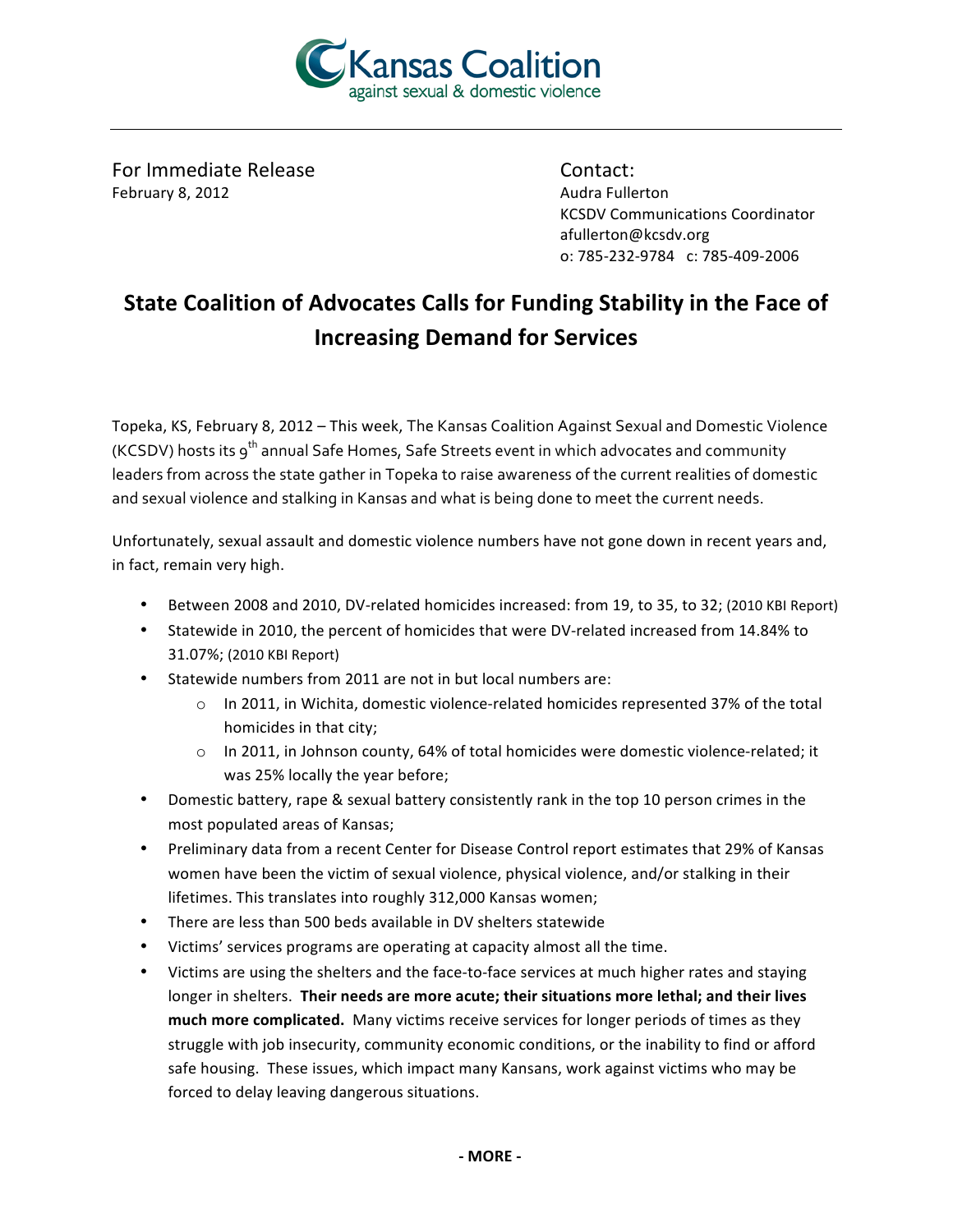Kansas Coalition against sexual & domestic violence

For Immediate Release
February 8, 2012

Contact:
Audra Fullerton
KCSDV Communications Coordinator
afullerton@kcsdv.org
o: 785-232-9784 c: 785-409-2006

# State Coalition of Advocates Calls for Funding Stability in the Face of Increasing Demand for Services

Topeka, KS, February 8, 2012 – This week, The Kansas Coalition Against Sexual and Domestic Violence (KCSDV) hosts its 9th annual Safe Homes, Safe Streets event in which advocates and community leaders from across the state gather in Topeka to raise awareness of the current realities of domestic and sexual violence and stalking in Kansas and what is being done to meet the current needs.

Unfortunately, sexual assault and domestic violence numbers have not gone down in recent years and, in fact, remain very high.

- Between 2008 and 2010, DV-related homicides increased: from 19, to 35, to 32; (2010 KBI Report)
- Statewide in 2010, the percent of homicides that were DV-related increased from 14.84% to 31.07%; (2010 KBI Report)
- Statewide numbers from 2011 are not in but local numbers are:
  - In 2011, in Wichita, domestic violence-related homicides represented 37% of the total homicides in that city;
  - In 2011, in Johnson county, 64% of total homicides were domestic violence-related; it was 25% locally the year before;
- Domestic battery, rape & sexual battery consistently rank in the top 10 person crimes in the most populated areas of Kansas;
- Preliminary data from a recent Center for Disease Control report estimates that 29% of Kansas women have been the victim of sexual violence, physical violence, and/or stalking in their lifetimes. This translates into roughly 312,000 Kansas women;
- There are less than 500 beds available in DV shelters statewide
- Victims' services programs are operating at capacity almost all the time.
- Victims are using the shelters and the face-to-face services at much higher rates and staying longer in shelters. **Their needs are more acute; their situations more lethal; and their lives much more complicated.** Many victims receive services for longer periods of times as they struggle with job insecurity, community economic conditions, or the inability to find or afford safe housing. These issues, which impact many Kansans, work against victims who may be forced to delay leaving dangerous situations.

**- MORE -**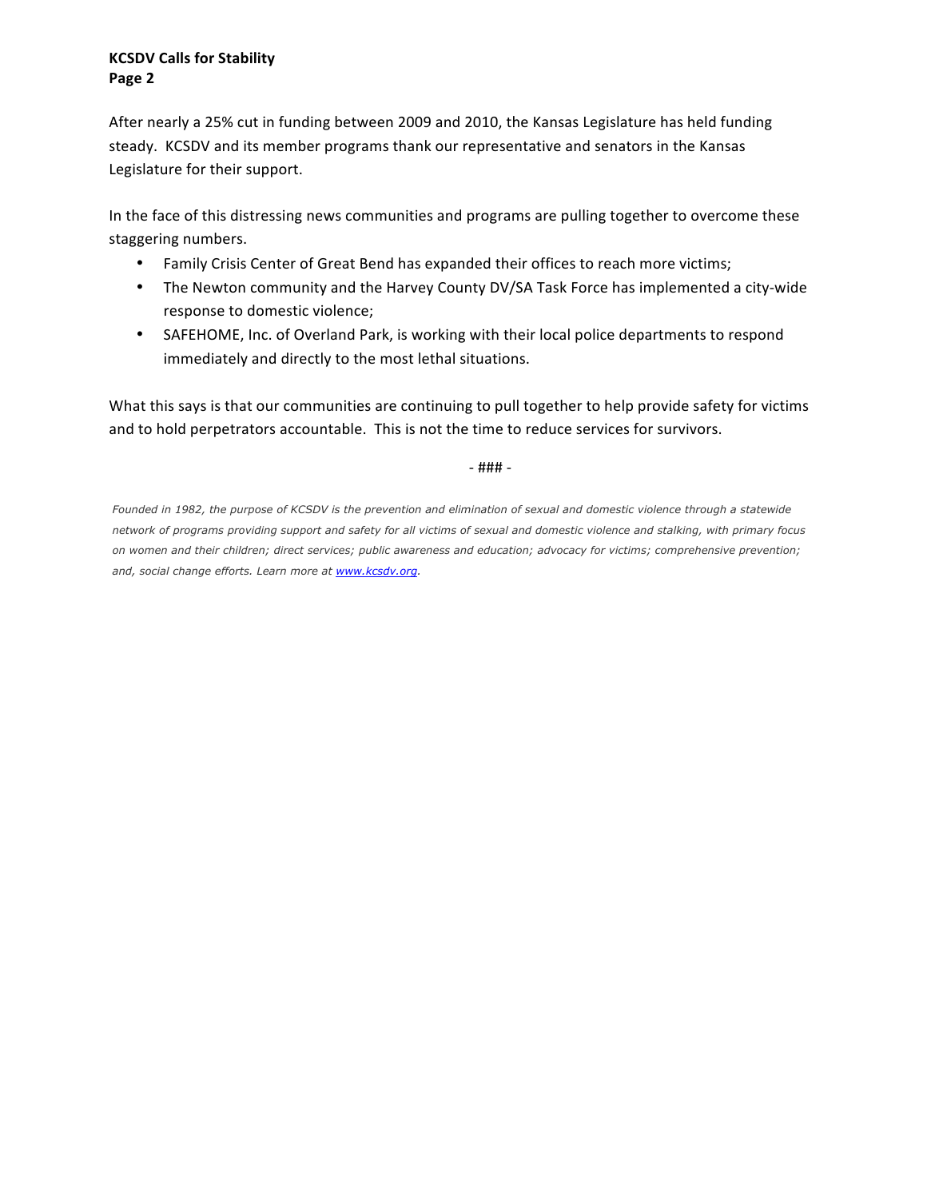After nearly a 25% cut in funding between 2009 and 2010, the Kansas Legislature has held funding steady. KCSDV and its member programs thank our representative and senators in the Kansas Legislature for their support.

In the face of this distressing news communities and programs are pulling together to overcome these staggering numbers.

- Family Crisis Center of Great Bend has expanded their offices to reach more victims;
- The Newton community and the Harvey County DV/SA Task Force has implemented a city-wide response to domestic violence;
- SAFEHOME, Inc. of Overland Park, is working with their local police departments to respond immediately and directly to the most lethal situations.

What this says is that our communities are continuing to pull together to help provide safety for victims and to hold perpetrators accountable. This is not the time to reduce services for survivors.

- ### -

*Founded in 1982, the purpose of KCSDV is the prevention and elimination of sexual and domestic violence through a statewide network of programs providing support and safety for all victims of sexual and domestic violence and stalking, with primary focus on women and their children; direct services; public awareness and education; advocacy for victims; comprehensive prevention; and, social change efforts. Learn more at [www.kcsdv.org](http://www.kcsdv.org).*